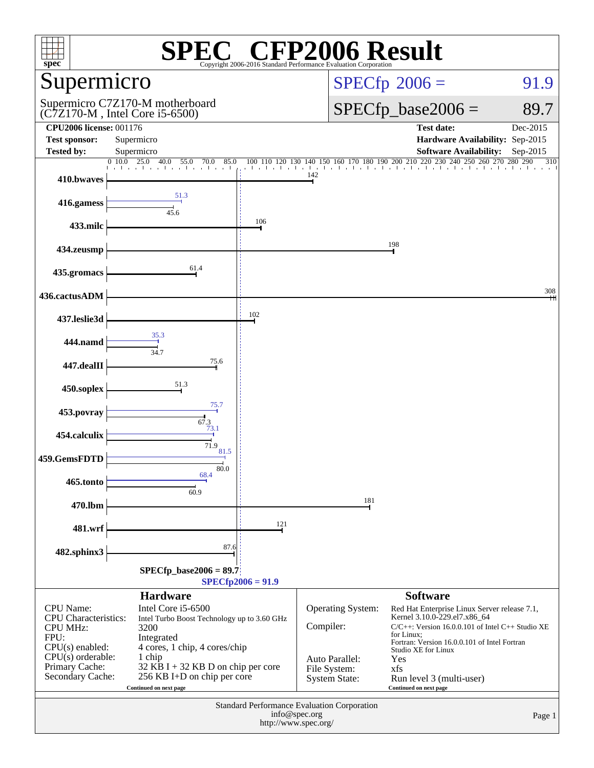# SPEC® CFP2006 Result

Copyright 2006-2016 Standard Performance Evaluation Corporation

## Supermicro

Supermicro C7Z170-M motherboard
(C7Z170-M , Intel Core i5-6500)

**SPECfp 2006 = 91.9**

**SPECfp_base2006 = 89.7**

| | | | |
|---|---|---|---|
| **CPU2006 license:** 001176 | | **Test date:** | Dec-2015 |
| **Test sponsor:** | Supermicro | **Hardware Availability:** | Sep-2015 |
| **Tested by:** | Supermicro | **Software Availability:** | Sep-2015 |

| Benchmark | Base | Peak |
|---|---|---|
| 410.bwaves | 142 | |
| 416.gamess | 45.6 | 51.3 |
| 433.milc | 106 | |
| 434.zeusmp | 198 | |
| 435.gromacs | 61.4 | |
| 436.cactusADM | 308 | |
| 437.leslie3d | 102 | |
| 444.namd | 34.7 | 35.3 |
| 447.dealII | 75.6 | |
| 450.soplex | 51.3 | |
| 453.povray | 67.3 | 75.7 |
| 454.calculix | 71.9 | 73.1 |
| 459.GemsFDTD | 80.0 | 81.5 |
| 465.tonto | 60.9 | 68.4 |
| 470.lbm | 181 | |
| 481.wrf | 121 | |
| 482.sphinx3 | 87.6 | |

SPECfp_base2006 = 89.7

SPECfp2006 = 91.9

### Hardware

| | |
|---|---|
| CPU Name: | Intel Core i5-6500 |
| CPU Characteristics: | Intel Turbo Boost Technology up to 3.60 GHz |
| CPU MHz: | 3200 |
| FPU: | Integrated |
| CPU(s) enabled: | 4 cores, 1 chip, 4 cores/chip |
| CPU(s) orderable: | 1 chip |
| Primary Cache: | 32 KB I + 32 KB D on chip per core |
| Secondary Cache: | 256 KB I+D on chip per core |

Continued on next page

### Software

| | |
|---|---|
| Operating System: | Red Hat Enterprise Linux Server release 7.1, Kernel 3.10.0-229.el7.x86_64 |
| Compiler: | C/C++: Version 16.0.0.101 of Intel C++ Studio XE for Linux; Fortran: Version 16.0.0.101 of Intel Fortran Studio XE for Linux |
| Auto Parallel: | Yes |
| File System: | xfs |
| System State: | Run level 3 (multi-user) |

Continued on next page

Standard Performance Evaluation Corporation
info@spec.org
http://www.spec.org/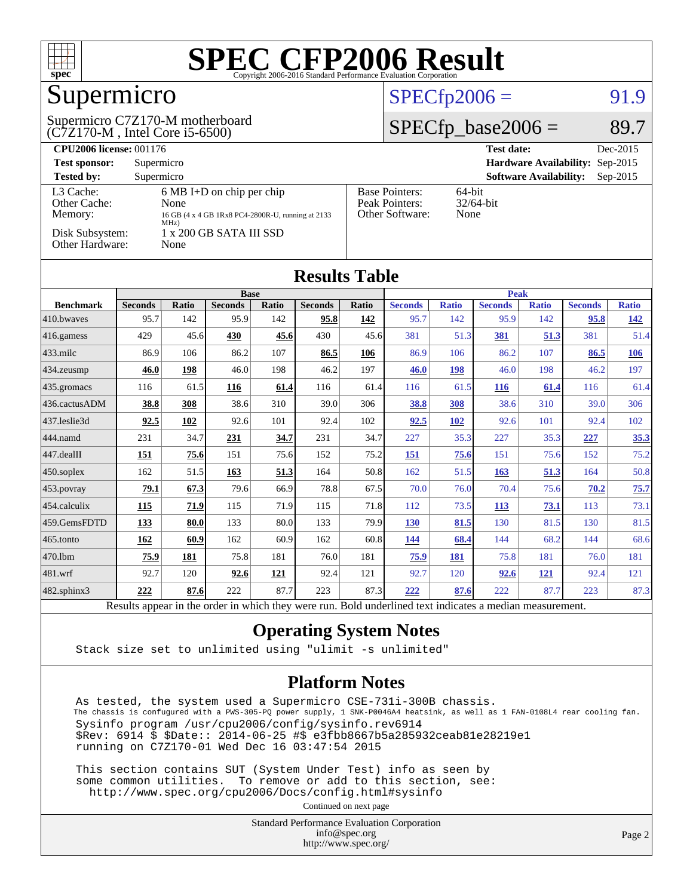# SPEC CFP2006 Result

Copyright 2006-2016 Standard Performance Evaluation Corporation

## Supermicro

Supermicro C7Z170-M motherboard
(C7Z170-M , Intel Core i5-6500)

SPECfp2006 = 91.9

SPECfp_base2006 = 89.7

| | | | |
|---|---|---|---|
| **CPU2006 license:** 001176 | | **Test date:** | Dec-2015 |
| **Test sponsor:** | Supermicro | **Hardware Availability:** | Sep-2015 |
| **Tested by:** | Supermicro | **Software Availability:** | Sep-2015 |

| | | | |
|---|---|---|---|
| L3 Cache: | 6 MB I+D on chip per chip | Base Pointers: | 64-bit |
| Other Cache: | None | Peak Pointers: | 32/64-bit |
| Memory: | 16 GB (4 x 4 GB 1Rx8 PC4-2800R-U, running at 2133 MHz) | Other Software: | None |
| Disk Subsystem: | 1 x 200 GB SATA III SSD | | |
| Other Hardware: | None | | |

## Results Table

| Benchmark | Base | | | | | | Peak | | | | | |
|---|---|---|---|---|---|---|---|---|---|---|---|---|
| | Seconds | Ratio | Seconds | Ratio | Seconds | Ratio | Seconds | Ratio | Seconds | Ratio | Seconds | Ratio |
| 410.bwaves | 95.7 | 142 | 95.9 | 142 | **95.8** | **142** | 95.7 | 142 | 95.9 | 142 | **95.8** | **142** |
| 416.gamess | 429 | 45.6 | **430** | **45.6** | 430 | 45.6 | 381 | 51.3 | **381** | **51.3** | 381 | 51.4 |
| 433.milc | 86.9 | 106 | 86.2 | 107 | **86.5** | **106** | 86.9 | 106 | 86.2 | 107 | **86.5** | **106** |
| 434.zeusmp | **46.0** | **198** | 46.0 | 198 | 46.2 | 197 | **46.0** | **198** | 46.0 | 198 | 46.2 | 197 |
| 435.gromacs | 116 | 61.5 | **116** | **61.4** | 116 | 61.4 | 116 | 61.5 | **116** | **61.4** | 116 | 61.4 |
| 436.cactusADM | **38.8** | **308** | 38.6 | 310 | 39.0 | 306 | **38.8** | **308** | 38.6 | 310 | 39.0 | 306 |
| 437.leslie3d | **92.5** | **102** | 92.6 | 101 | 92.4 | 102 | **92.5** | **102** | 92.6 | 101 | 92.4 | 102 |
| 444.namd | 231 | 34.7 | **231** | **34.7** | 231 | 34.7 | 227 | 35.3 | 227 | 35.3 | **227** | **35.3** |
| 447.dealII | **151** | **75.6** | 151 | 75.6 | 152 | 75.2 | **151** | **75.6** | 151 | 75.6 | 152 | 75.2 |
| 450.soplex | 162 | 51.5 | **163** | **51.3** | 164 | 50.8 | 162 | 51.5 | **163** | **51.3** | 164 | 50.8 |
| 453.povray | **79.1** | **67.3** | 79.6 | 66.9 | 78.8 | 67.5 | 70.0 | 76.0 | 70.4 | 75.6 | **70.2** | **75.7** |
| 454.calculix | **115** | **71.9** | 115 | 71.9 | 115 | 71.8 | 112 | 73.5 | **113** | **73.1** | 113 | 73.1 |
| 459.GemsFDTD | **133** | **80.0** | 133 | 80.0 | 133 | 79.9 | **130** | **81.5** | 130 | 81.5 | 130 | 81.5 |
| 465.tonto | **162** | **60.9** | 162 | 60.9 | 162 | 60.8 | **144** | **68.4** | 144 | 68.2 | 144 | 68.6 |
| 470.lbm | **75.9** | **181** | 75.8 | 181 | 76.0 | 181 | **75.9** | **181** | 75.8 | 181 | 76.0 | 181 |
| 481.wrf | 92.7 | 120 | **92.6** | **121** | 92.4 | 121 | 92.7 | 120 | **92.6** | **121** | 92.4 | 121 |
| 482.sphinx3 | **222** | **87.6** | 222 | 87.7 | 223 | 87.3 | **222** | **87.6** | 222 | 87.7 | 223 | 87.3 |

Results appear in the order in which they were run. Bold underlined text indicates a median measurement.

## Operating System Notes

```
Stack size set to unlimited using "ulimit -s unlimited"
```

## Platform Notes

```
As tested, the system used a Supermicro CSE-731i-300B chassis.
The chassis is confugured with a PWS-305-PQ power supply, 1 SNK-P0046A4 heatsink, as well as 1 FAN-0108L4 rear cooling fan.
Sysinfo program /usr/cpu2006/config/sysinfo.rev6914
$Rev: 6914 $ $Date:: 2014-06-25 #$ e3fbb8667b5a285932ceab81e28219e1
running on C7Z170-01 Wed Dec 16 03:47:54 2015

This section contains SUT (System Under Test) info as seen by
some common utilities.  To remove or add to this section, see:
  http://www.spec.org/cpu2006/Docs/config.html#sysinfo
```

Continued on next page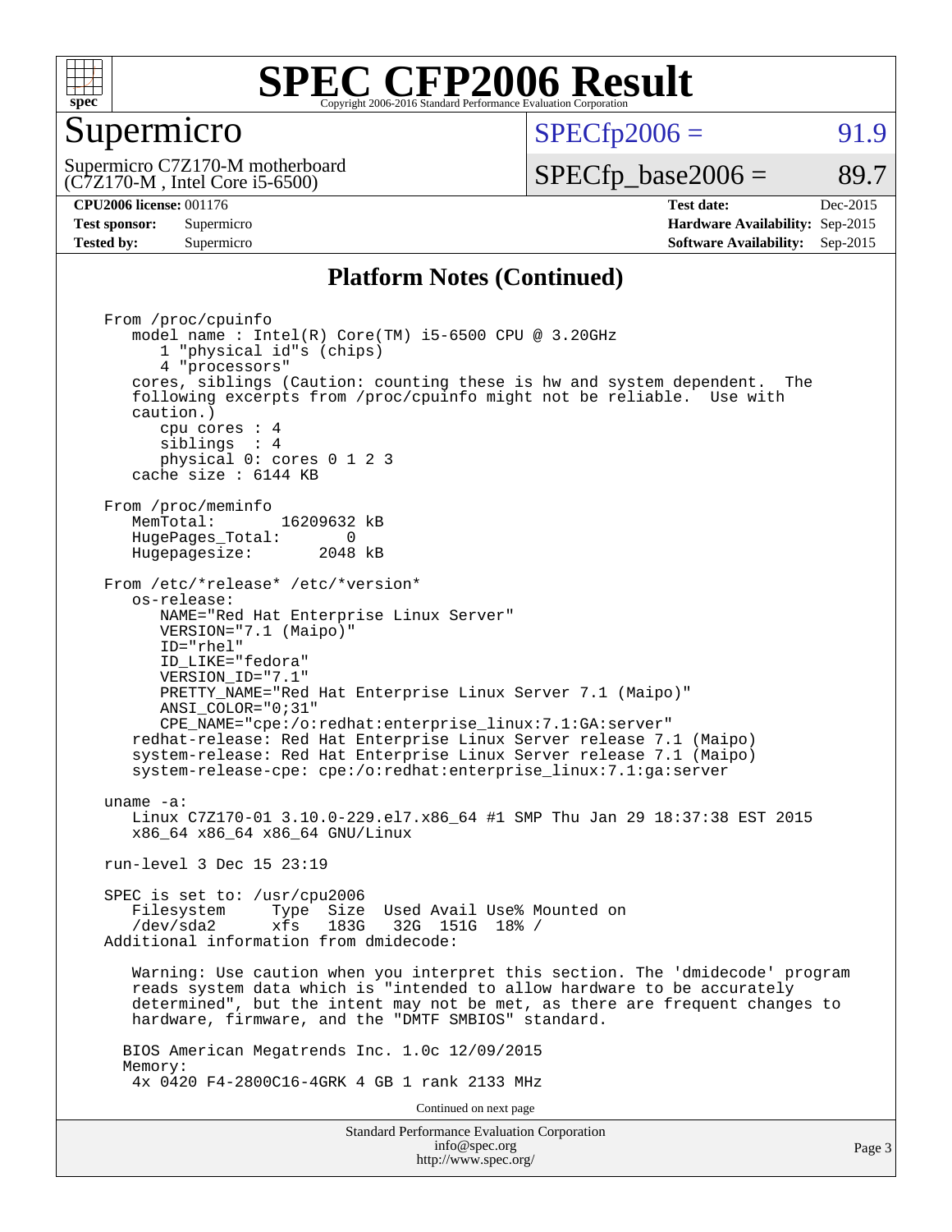# SPEC CFP2006 Result

Copyright 2006-2016 Standard Performance Evaluation Corporation

## Supermicro

Supermicro C7Z170-M motherboard
(C7Z170-M , Intel Core i5-6500)

SPECfp2006 = 91.9

SPECfp_base2006 = 89.7

| | | | |
|---|---|---|---|
| **CPU2006 license:** 001176 | | **Test date:** | Dec-2015 |
| **Test sponsor:** | Supermicro | **Hardware Availability:** | Sep-2015 |
| **Tested by:** | Supermicro | **Software Availability:** | Sep-2015 |

### Platform Notes (Continued)

```
From /proc/cpuinfo
   model name : Intel(R) Core(TM) i5-6500 CPU @ 3.20GHz
      1 "physical id"s (chips)
      4 "processors"
   cores, siblings (Caution: counting these is hw and system dependent.  The
   following excerpts from /proc/cpuinfo might not be reliable.  Use with
   caution.)
      cpu cores : 4
      siblings  : 4
      physical 0: cores 0 1 2 3
   cache size : 6144 KB

From /proc/meminfo
   MemTotal:       16209632 kB
   HugePages_Total:       0
   Hugepagesize:       2048 kB

From /etc/*release* /etc/*version*
   os-release:
      NAME="Red Hat Enterprise Linux Server"
      VERSION="7.1 (Maipo)"
      ID="rhel"
      ID_LIKE="fedora"
      VERSION_ID="7.1"
      PRETTY_NAME="Red Hat Enterprise Linux Server 7.1 (Maipo)"
      ANSI_COLOR="0;31"
      CPE_NAME="cpe:/o:redhat:enterprise_linux:7.1:GA:server"
   redhat-release: Red Hat Enterprise Linux Server release 7.1 (Maipo)
   system-release: Red Hat Enterprise Linux Server release 7.1 (Maipo)
   system-release-cpe: cpe:/o:redhat:enterprise_linux:7.1:ga:server

uname -a:
   Linux C7Z170-01 3.10.0-229.el7.x86_64 #1 SMP Thu Jan 29 18:37:38 EST 2015
   x86_64 x86_64 x86_64 GNU/Linux

run-level 3 Dec 15 23:19

SPEC is set to: /usr/cpu2006
   Filesystem     Type  Size  Used Avail Use% Mounted on
   /dev/sda2      xfs   183G   32G  151G  18% /
Additional information from dmidecode:

   Warning: Use caution when you interpret this section. The 'dmidecode' program
   reads system data which is "intended to allow hardware to be accurately
   determined", but the intent may not be met, as there are frequent changes to
   hardware, firmware, and the "DMTF SMBIOS" standard.

  BIOS American Megatrends Inc. 1.0c 12/09/2015
  Memory:
   4x 0420 F4-2800C16-4GRK 4 GB 1 rank 2133 MHz
```

Continued on next page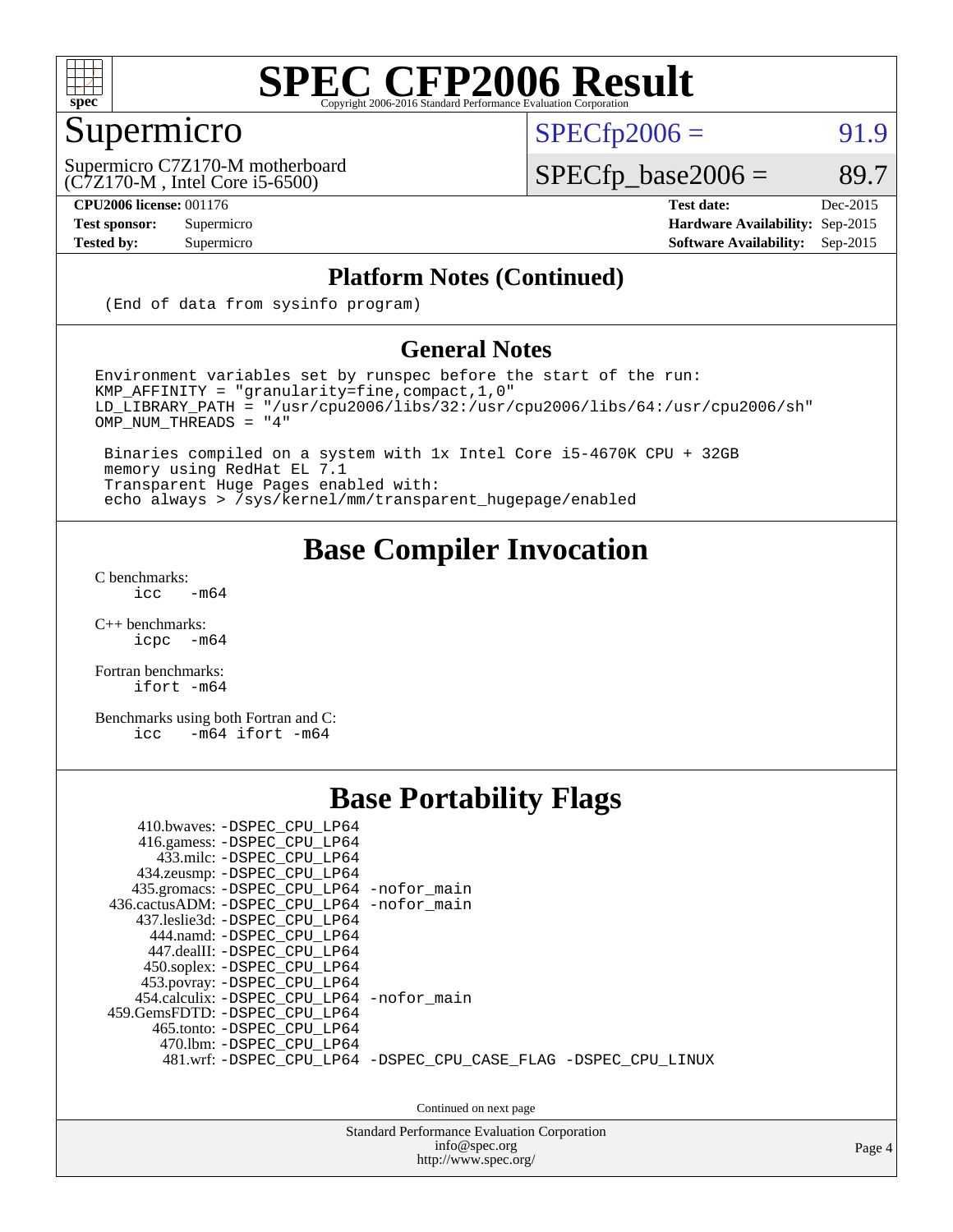# SPEC CFP2006 Result

Copyright 2006-2016 Standard Performance Evaluation Corporation

## Supermicro

Supermicro C7Z170-M motherboard
(C7Z170-M , Intel Core i5-6500)

SPECfp2006 = 91.9

SPECfp_base2006 = 89.7

| | | | |
|---|---|---|---|
| **CPU2006 license:** 001176 | | **Test date:** | Dec-2015 |
| **Test sponsor:** | Supermicro | **Hardware Availability:** | Sep-2015 |
| **Tested by:** | Supermicro | **Software Availability:** | Sep-2015 |

### Platform Notes (Continued)

```
(End of data from sysinfo program)
```

### General Notes

```
Environment variables set by runspec before the start of the run:
KMP_AFFINITY = "granularity=fine,compact,1,0"
LD_LIBRARY_PATH = "/usr/cpu2006/libs/32:/usr/cpu2006/libs/64:/usr/cpu2006/sh"
OMP_NUM_THREADS = "4"

 Binaries compiled on a system with 1x Intel Core i5-4670K CPU + 32GB
 memory using RedHat EL 7.1
 Transparent Huge Pages enabled with:
 echo always > /sys/kernel/mm/transparent_hugepage/enabled
```

## Base Compiler Invocation

C benchmarks:
```
icc   -m64
```

C++ benchmarks:
```
icpc  -m64
```

Fortran benchmarks:
```
ifort -m64
```

Benchmarks using both Fortran and C:
```
icc   -m64 ifort -m64
```

## Base Portability Flags

```
     410.bwaves: -DSPEC_CPU_LP64
     416.gamess: -DSPEC_CPU_LP64
       433.milc: -DSPEC_CPU_LP64
     434.zeusmp: -DSPEC_CPU_LP64
    435.gromacs: -DSPEC_CPU_LP64 -nofor_main
 436.cactusADM: -DSPEC_CPU_LP64 -nofor_main
    437.leslie3d: -DSPEC_CPU_LP64
      444.namd: -DSPEC_CPU_LP64
     447.dealII: -DSPEC_CPU_LP64
     450.soplex: -DSPEC_CPU_LP64
     453.povray: -DSPEC_CPU_LP64
   454.calculix: -DSPEC_CPU_LP64 -nofor_main
 459.GemsFDTD: -DSPEC_CPU_LP64
      465.tonto: -DSPEC_CPU_LP64
        470.lbm: -DSPEC_CPU_LP64
        481.wrf: -DSPEC_CPU_LP64 -DSPEC_CPU_CASE_FLAG -DSPEC_CPU_LINUX
```

Continued on next page

Standard Performance Evaluation Corporation
info@spec.org
http://www.spec.org/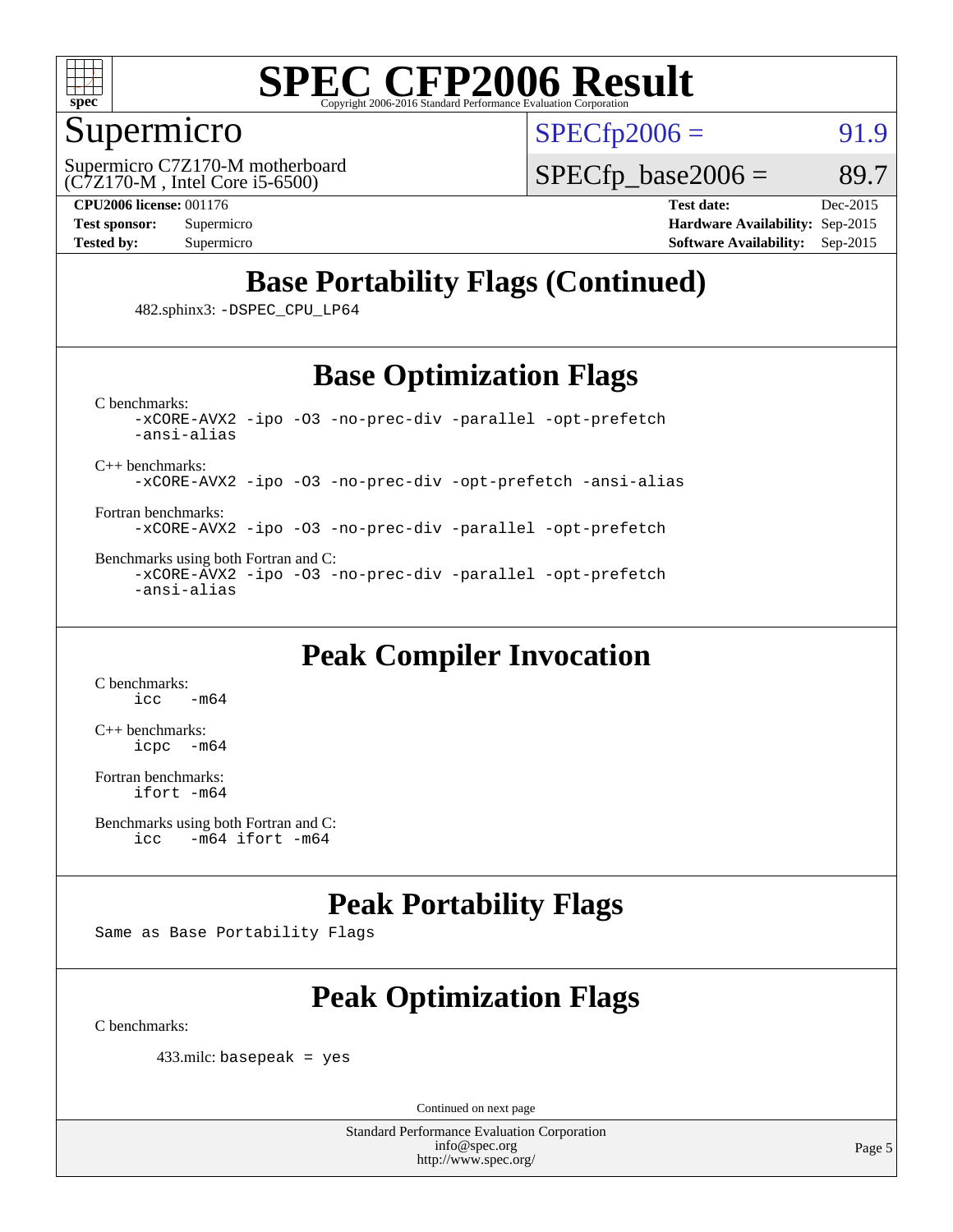# SPEC CFP2006 Result

Copyright 2006-2016 Standard Performance Evaluation Corporation

## Supermicro

Supermicro C7Z170-M motherboard
(C7Z170-M , Intel Core i5-6500)

SPECfp2006 = 91.9

SPECfp_base2006 = 89.7

**CPU2006 license:** 001176
**Test sponsor:** Supermicro
**Tested by:** Supermicro

**Test date:** Dec-2015
**Hardware Availability:** Sep-2015
**Software Availability:** Sep-2015

## Base Portability Flags (Continued)

482.sphinx3: `-DSPEC_CPU_LP64`

## Base Optimization Flags

C benchmarks:
```
-xCORE-AVX2 -ipo -O3 -no-prec-div -parallel -opt-prefetch
-ansi-alias
```

C++ benchmarks:
```
-xCORE-AVX2 -ipo -O3 -no-prec-div -opt-prefetch -ansi-alias
```

Fortran benchmarks:
```
-xCORE-AVX2 -ipo -O3 -no-prec-div -parallel -opt-prefetch
```

Benchmarks using both Fortran and C:
```
-xCORE-AVX2 -ipo -O3 -no-prec-div -parallel -opt-prefetch
-ansi-alias
```

## Peak Compiler Invocation

C benchmarks:
```
icc   -m64
```

C++ benchmarks:
```
icpc  -m64
```

Fortran benchmarks:
```
ifort -m64
```

Benchmarks using both Fortran and C:
```
icc   -m64 ifort -m64
```

## Peak Portability Flags

Same as Base Portability Flags

## Peak Optimization Flags

C benchmarks:

433.milc: `basepeak = yes`

Continued on next page

Standard Performance Evaluation Corporation
info@spec.org
http://www.spec.org/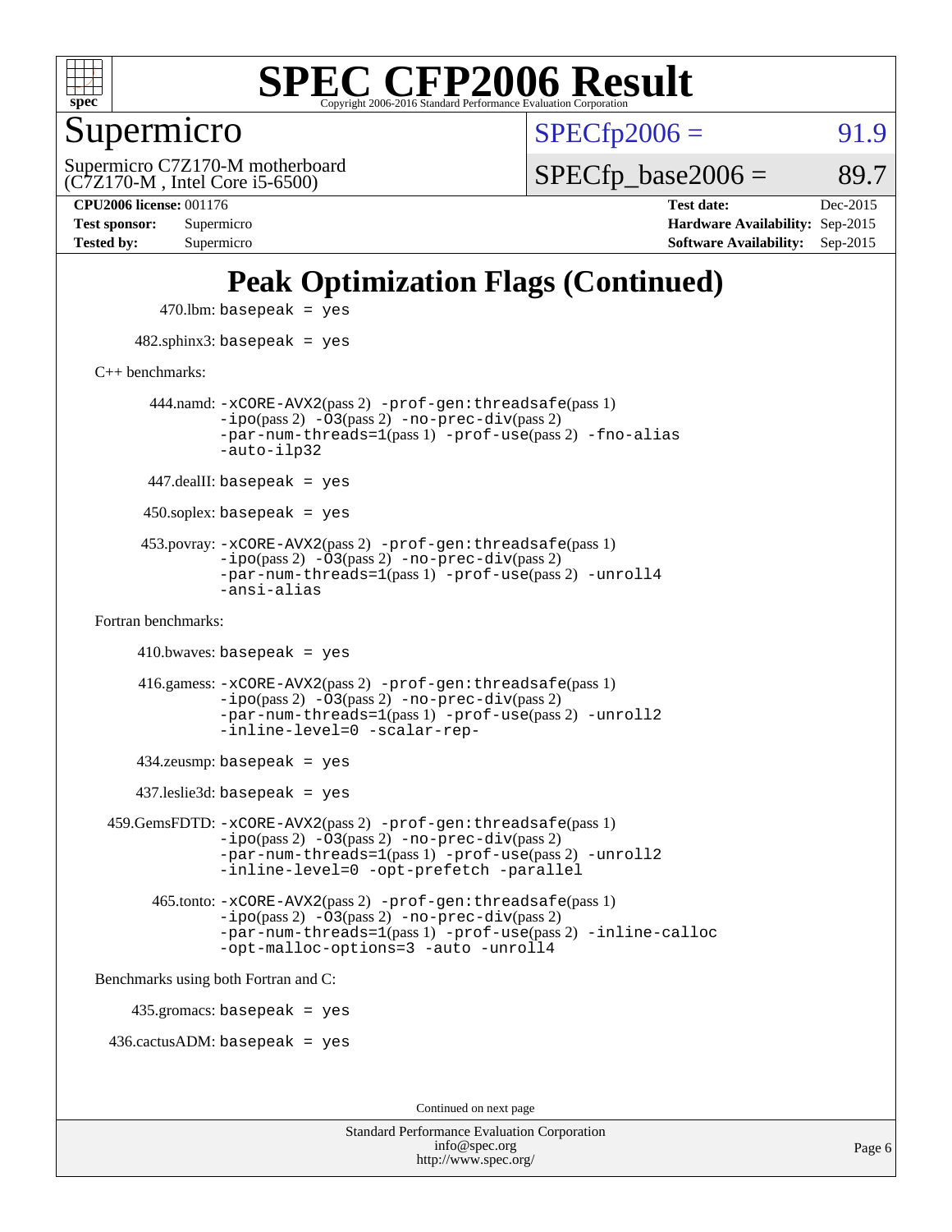# Peak Optimization Flags (Continued)

470.lbm: basepeak = yes

482.sphinx3: basepeak = yes

C++ benchmarks:

444.namd: -xCORE-AVX2(pass 2) -prof-gen:threadsafe(pass 1) -ipo(pass 2) -O3(pass 2) -no-prec-div(pass 2) -par-num-threads=1(pass 1) -prof-use(pass 2) -fno-alias -auto-ilp32

447.dealII: basepeak = yes

450.soplex: basepeak = yes

453.povray: -xCORE-AVX2(pass 2) -prof-gen:threadsafe(pass 1) -ipo(pass 2) -O3(pass 2) -no-prec-div(pass 2) -par-num-threads=1(pass 1) -prof-use(pass 2) -unroll4 -ansi-alias

Fortran benchmarks:

410.bwaves: basepeak = yes

416.gamess: -xCORE-AVX2(pass 2) -prof-gen:threadsafe(pass 1) -ipo(pass 2) -O3(pass 2) -no-prec-div(pass 2) -par-num-threads=1(pass 1) -prof-use(pass 2) -unroll2 -inline-level=0 -scalar-rep-

434.zeusmp: basepeak = yes

437.leslie3d: basepeak = yes

459.GemsFDTD: -xCORE-AVX2(pass 2) -prof-gen:threadsafe(pass 1) -ipo(pass 2) -O3(pass 2) -no-prec-div(pass 2) -par-num-threads=1(pass 1) -prof-use(pass 2) -unroll2 -inline-level=0 -opt-prefetch -parallel

465.tonto: -xCORE-AVX2(pass 2) -prof-gen:threadsafe(pass 1) -ipo(pass 2) -O3(pass 2) -no-prec-div(pass 2) -par-num-threads=1(pass 1) -prof-use(pass 2) -inline-calloc -opt-malloc-options=3 -auto -unroll4

Benchmarks using both Fortran and C:

435.gromacs: basepeak = yes

436.cactusADM: basepeak = yes

Continued on next page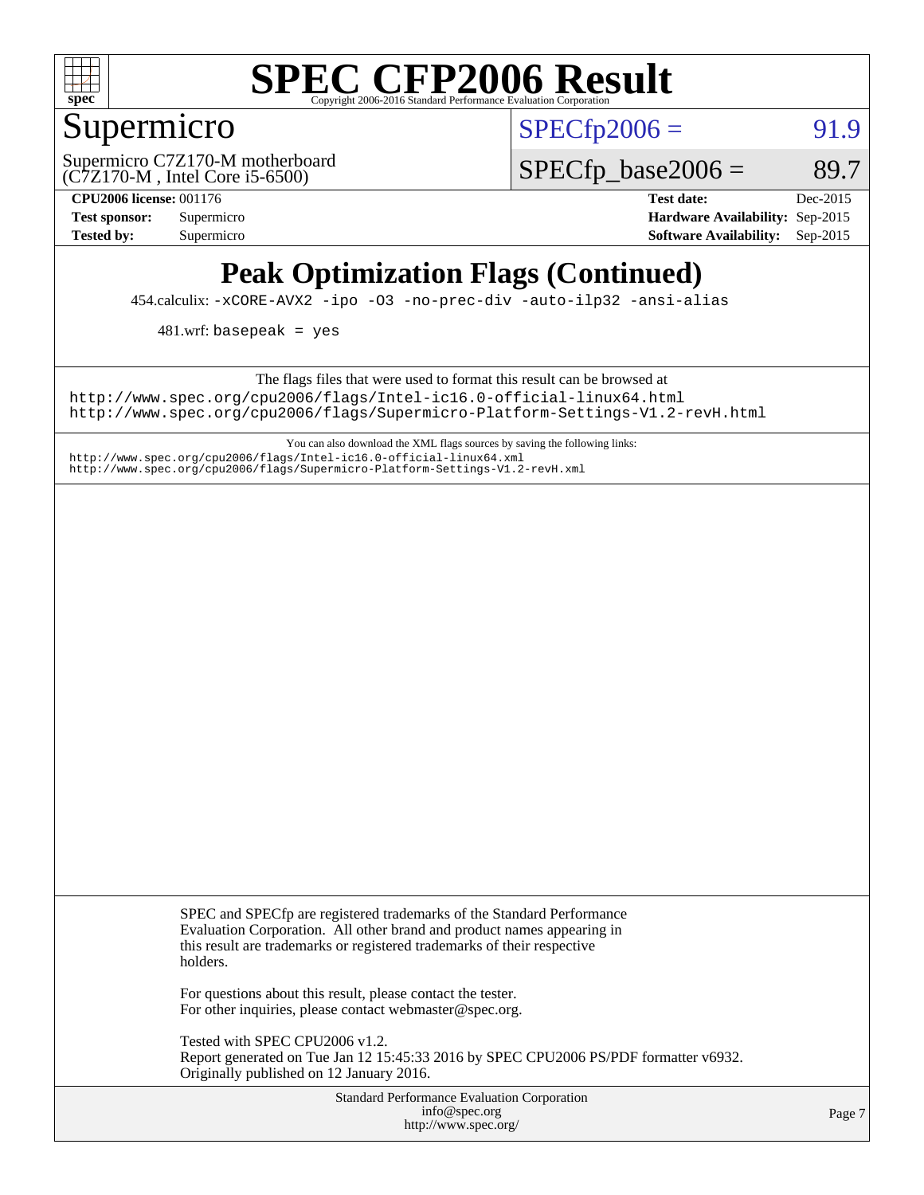# SPEC CFP2006 Result

Copyright 2006-2016 Standard Performance Evaluation Corporation

## Supermicro

Supermicro C7Z170-M motherboard
(C7Z170-M , Intel Core i5-6500)

SPECfp2006 = 91.9

SPECfp_base2006 = 89.7

**CPU2006 license:** 001176
**Test sponsor:** Supermicro
**Tested by:** Supermicro

**Test date:** Dec-2015
**Hardware Availability:** Sep-2015
**Software Availability:** Sep-2015

## Peak Optimization Flags (Continued)

454.calculix: `-xCORE-AVX2 -ipo -O3 -no-prec-div -auto-ilp32 -ansi-alias`

481.wrf: `basepeak = yes`

The flags files that were used to format this result can be browsed at
http://www.spec.org/cpu2006/flags/Intel-ic16.0-official-linux64.html
http://www.spec.org/cpu2006/flags/Supermicro-Platform-Settings-V1.2-revH.html

You can also download the XML flags sources by saving the following links:
http://www.spec.org/cpu2006/flags/Intel-ic16.0-official-linux64.xml
http://www.spec.org/cpu2006/flags/Supermicro-Platform-Settings-V1.2-revH.xml

SPEC and SPECfp are registered trademarks of the Standard Performance Evaluation Corporation. All other brand and product names appearing in this result are trademarks or registered trademarks of their respective holders.

For questions about this result, please contact the tester.
For other inquiries, please contact webmaster@spec.org.

Tested with SPEC CPU2006 v1.2.
Report generated on Tue Jan 12 15:45:33 2016 by SPEC CPU2006 PS/PDF formatter v6932.
Originally published on 12 January 2016.

Standard Performance Evaluation Corporation
info@spec.org
http://www.spec.org/